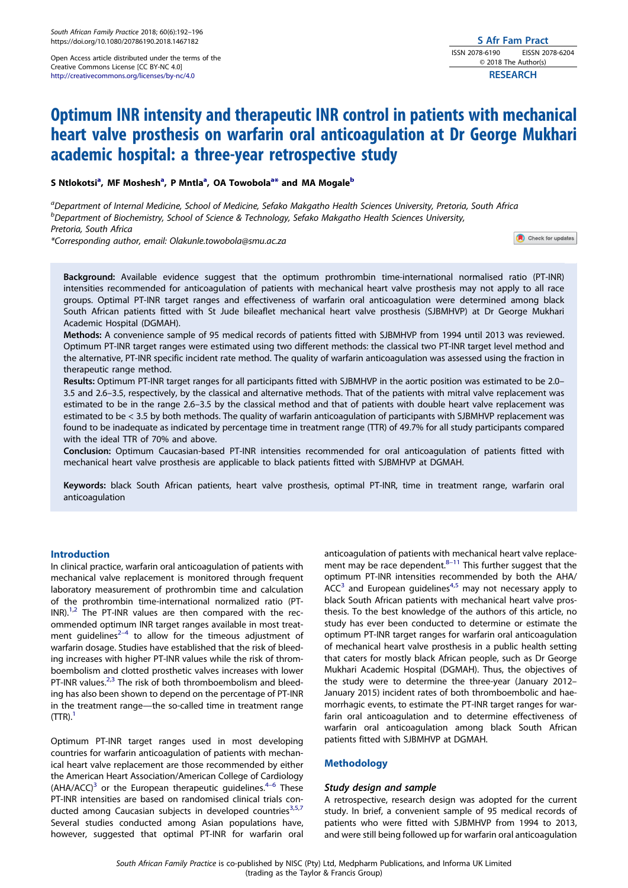Open Access article distributed under the terms of the Creative Commons License [CC BY-NC 4.0] http://creativecommons.org/licenses/by-nc/4.0

RESEARCH

# Optimum INR intensity and therapeutic INR control in patients with mechanical heart valve prosthesis on warfarin oral anticoagulation at Dr George Mukhari academic hospital: a three-year retrospective study

**S Ntlokotsi[a], MF Moshesh[a], P Mntla[a], OA Towobola[a*] and MA Mogale[b]**

[a]*Department of Internal Medicine, School of Medicine, Sefako Makgatho Health Sciences University, Pretoria, South Africa*
[b]*Department of Biochemistry, School of Science & Technology, Sefako Makgatho Health Sciences University, Pretoria, South Africa*
*\*Corresponding author, email: Olakunle.towobola@smu.ac.za*

**Background:** Available evidence suggest that the optimum prothrombin time-international normalised ratio (PT-INR) intensities recommended for anticoagulation of patients with mechanical heart valve prosthesis may not apply to all race groups. Optimal PT-INR target ranges and effectiveness of warfarin oral anticoagulation were determined among black South African patients fitted with St Jude bileaflet mechanical heart valve prosthesis (SJBMHVP) at Dr George Mukhari Academic Hospital (DGMAH).

**Methods:** A convenience sample of 95 medical records of patients fitted with SJBMHVP from 1994 until 2013 was reviewed. Optimum PT-INR target ranges were estimated using two different methods: the classical two PT-INR target level method and the alternative, PT-INR specific incident rate method. The quality of warfarin anticoagulation was assessed using the fraction in therapeutic range method.

**Results:** Optimum PT-INR target ranges for all participants fitted with SJBMHVP in the aortic position was estimated to be 2.0–3.5 and 2.6–3.5, respectively, by the classical and alternative methods. That of the patients with mitral valve replacement was estimated to be in the range 2.6–3.5 by the classical method and that of patients with double heart valve replacement was estimated to be < 3.5 by both methods. The quality of warfarin anticoagulation of participants with SJBMHVP replacement was found to be inadequate as indicated by percentage time in treatment range (TTR) of 49.7% for all study participants compared with the ideal TTR of 70% and above.

**Conclusion:** Optimum Caucasian-based PT-INR intensities recommended for oral anticoagulation of patients fitted with mechanical heart valve prosthesis are applicable to black patients fitted with SJBMHVP at DGMAH.

**Keywords:** black South African patients, heart valve prosthesis, optimal PT-INR, time in treatment range, warfarin oral anticoagulation

## Introduction

In clinical practice, warfarin oral anticoagulation of patients with mechanical valve replacement is monitored through frequent laboratory measurement of prothrombin time and calculation of the prothrombin time-international normalized ratio (PT-INR).[1,2] The PT-INR values are then compared with the recommended optimum INR target ranges available in most treatment guidelines[2–4] to allow for the timeous adjustment of warfarin dosage. Studies have established that the risk of bleeding increases with higher PT-INR values while the risk of thromboembolism and clotted prosthetic valves increases with lower PT-INR values.[2,3] The risk of both thromboembolism and bleeding has also been shown to depend on the percentage of PT-INR in the treatment range—the so-called time in treatment range (TTR).[1]

Optimum PT-INR target ranges used in most developing countries for warfarin anticoagulation of patients with mechanical heart valve replacement are those recommended by either the American Heart Association/American College of Cardiology (AHA/ACC)[3] or the European therapeutic guidelines.[4–6] These PT-INR intensities are based on randomised clinical trials conducted among Caucasian subjects in developed countries[3,5,7] Several studies conducted among Asian populations have, however, suggested that optimal PT-INR for warfarin oral anticoagulation of patients with mechanical heart valve replacement may be race dependent.[8–11] This further suggest that the optimum PT-INR intensities recommended by both the AHA/ACC[3] and European guidelines[4,5] may not necessary apply to black South African patients with mechanical heart valve prosthesis. To the best knowledge of the authors of this article, no study has ever been conducted to determine or estimate the optimum PT-INR target ranges for warfarin oral anticoagulation of mechanical heart valve prosthesis in a public health setting that caters for mostly black African people, such as Dr George Mukhari Academic Hospital (DGMAH). Thus, the objectives of the study were to determine the three-year (January 2012–January 2015) incident rates of both thromboembolic and haemorrhagic events, to estimate the PT-INR target ranges for warfarin oral anticoagulation and to determine effectiveness of warfarin oral anticoagulation among black South African patients fitted with SJBMHVP at DGMAH.

## Methodology

### Study design and sample

A retrospective, research design was adopted for the current study. In brief, a convenient sample of 95 medical records of patients who were fitted with SJBMHVP from 1994 to 2013, and were still being followed up for warfarin oral anticoagulation

*South African Family Practice* is co-published by NISC (Pty) Ltd, Medpharm Publications, and Informa UK Limited (trading as the Taylor & Francis Group)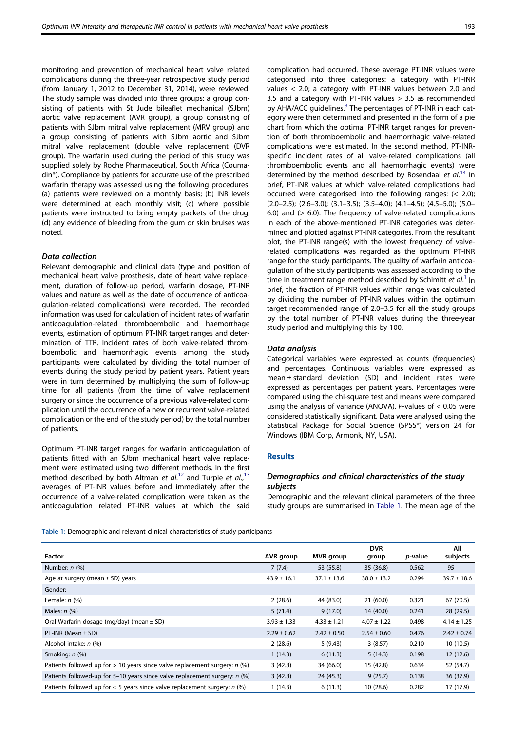monitoring and prevention of mechanical heart valve related complications during the three-year retrospective study period (from January 1, 2012 to December 31, 2014), were reviewed. The study sample was divided into three groups: a group consisting of patients with St Jude bileaflet mechanical (SJbm) aortic valve replacement (AVR group), a group consisting of patients with SJbm mitral valve replacement (MRV group) and a group consisting of patients with SJbm aortic and SJbm mitral valve replacement (double valve replacement (DVR group). The warfarin used during the period of this study was supplied solely by Roche Pharmaceutical, South Africa (Coumadin®). Compliance by patients for accurate use of the prescribed warfarin therapy was assessed using the following procedures: (a) patients were reviewed on a monthly basis; (b) INR levels were determined at each monthly visit; (c) where possible patients were instructed to bring empty packets of the drug; (d) any evidence of bleeding from the gum or skin bruises was noted.

### *Data collection*

Relevant demographic and clinical data (type and position of mechanical heart valve prosthesis, date of heart valve replacement, duration of follow-up period, warfarin dosage, PT-INR values and nature as well as the date of occurrence of anticoagulation-related complications) were recorded. The recorded information was used for calculation of incident rates of warfarin anticoagulation-related thromboembolic and haemorrhage events, estimation of optimum PT-INR target ranges and determination of TTR. Incident rates of both valve-related thromboembolic and haemorrhagic events among the study participants were calculated by dividing the total number of events during the study period by patient years. Patient years were in turn determined by multiplying the sum of follow-up time for all patients (from the time of valve replacement surgery or since the occurrence of a previous valve-related complication until the occurrence of a new or recurrent valve-related complication or the end of the study period) by the total number of patients.

Optimum PT-INR target ranges for warfarin anticoagulation of patients fitted with an SJbm mechanical heart valve replacement were estimated using two different methods. In the first method described by both Altman *et al.*[12] and Turpie *et al.*,[13] averages of PT-INR values before and immediately after the occurrence of a valve-related complication were taken as the anticoagulation related PT-INR values at which the said complication had occurred. These average PT-INR values were categorised into three categories: a category with PT-INR values < 2.0; a category with PT-INR values between 2.0 and 3.5 and a category with PT-INR values > 3.5 as recommended by AHA/ACC guidelines.[3] The percentages of PT-INR in each category were then determined and presented in the form of a pie chart from which the optimal PT-INR target ranges for prevention of both thromboembolic and haemorrhagic valve-related complications were estimated. In the second method, PT-INR-specific incident rates of all valve-related complications (all thromboembolic events and all haemorrhagic events) were determined by the method described by Rosendaal *et al.*[14] In brief, PT-INR values at which valve-related complications had occurred were categorised into the following ranges: (< 2.0); (2.0–2.5); (2.6–3.0); (3.1–3.5); (3.5–4.0); (4.1–4.5); (4.5–5.0); (5.0–6.0) and (> 6.0). The frequency of valve-related complications in each of the above-mentioned PT-INR categories was determined and plotted against PT-INR categories. From the resultant plot, the PT-INR range(s) with the lowest frequency of valve-related complications was regarded as the optimum PT-INR range for the study participants. The quality of warfarin anticoagulation of the study participants was assessed according to the time in treatment range method described by Schimitt *et al.*[1] In brief, the fraction of PT-INR values within range was calculated by dividing the number of PT-INR values within the optimum target recommended range of 2.0–3.5 for all the study groups by the total number of PT-INR values during the three-year study period and multiplying this by 100.

### *Data analysis*

Categorical variables were expressed as counts (frequencies) and percentages. Continuous variables were expressed as mean ± standard deviation (SD) and incident rates were expressed as percentages per patient years. Percentages were compared using the chi-square test and means were compared using the analysis of variance (ANOVA). *P*-values of < 0.05 were considered statistically significant. Data were analysed using the Statistical Package for Social Science (SPSS®) version 24 for Windows (IBM Corp, Armonk, NY, USA).

## Results

### *Demographics and clinical characteristics of the study subjects*

Demographic and the relevant clinical parameters of the three study groups are summarised in Table 1. The mean age of the

Table 1: Demographic and relevant clinical characteristics of study participants

| Factor | AVR group | MVR group | DVR group | *p*-value | All subjects |
|---|---|---|---|---|---|
| Number: *n* (%) | 7 (7.4) | 53 (55.8) | 35 (36.8) | 0.562 | 95 |
| Age at surgery (mean ± SD) years | 43.9 ± 16.1 | 37.1 ± 13.6 | 38.0 ± 13.2 | 0.294 | 39.7 ± 18.6 |
| Gender: | | | | | |
| Female: *n* (%) | 2 (28.6) | 44 (83.0) | 21 (60.0) | 0.321 | 67 (70.5) |
| Males: *n* (%) | 5 (71.4) | 9 (17.0) | 14 (40.0) | 0.241 | 28 (29.5) |
| Oral Warfarin dosage (mg/day) (mean ± SD) | 3.93 ± 1.33 | 4.33 ± 1.21 | 4.07 ± 1.22 | 0.498 | 4.14 ± 1.25 |
| PT-INR (Mean ± SD) | 2.29 ± 0.62 | 2.42 ± 0.50 | 2.54 ± 0.60 | 0.476 | 2.42 ± 0.74 |
| Alcohol intake: *n* (%) | 2 (28.6) | 5 (9.43) | 3 (8.57) | 0.210 | 10 (10.5) |
| Smoking: *n* (%) | 1 (14.3) | 6 (11.3) | 5 (14.3) | 0.198 | 12 (12.6) |
| Patients followed up for > 10 years since valve replacement surgery: *n* (%) | 3 (42.8) | 34 (66.0) | 15 (42.8) | 0.634 | 52 (54.7) |
| Patients followed-up for 5–10 years since valve replacement surgery: *n* (%) | 3 (42.8) | 24 (45.3) | 9 (25.7) | 0.138 | 36 (37.9) |
| Patients followed up for < 5 years since valve replacement surgery: *n* (%) | 1 (14.3) | 6 (11.3) | 10 (28.6) | 0.282 | 17 (17.9) |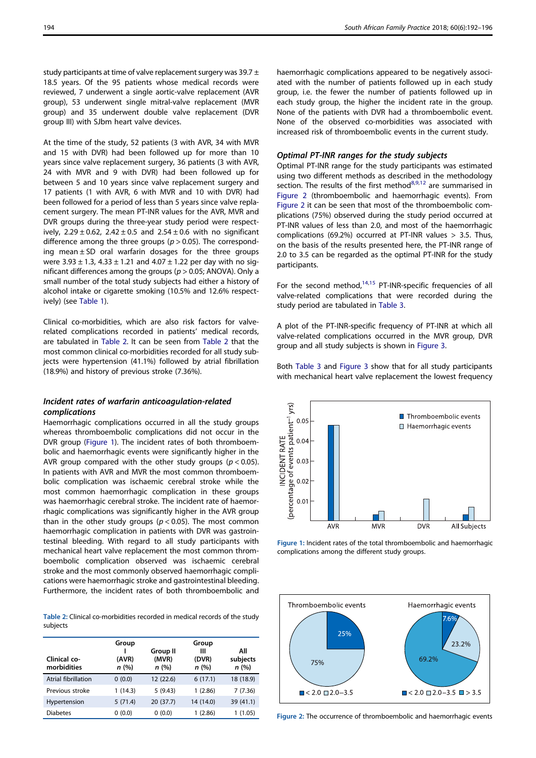study participants at time of valve replacement surgery was 39.7 ± 18.5 years. Of the 95 patients whose medical records were reviewed, 7 underwent a single aortic-valve replacement (AVR group), 53 underwent single mitral-valve replacement (MVR group) and 35 underwent double valve replacement (DVR group III) with SJbm heart valve devices.

At the time of the study, 52 patients (3 with AVR, 34 with MVR and 15 with DVR) had been followed up for more than 10 years since valve replacement surgery, 36 patients (3 with AVR, 24 with MVR and 9 with DVR) had been followed up for between 5 and 10 years since valve replacement surgery and 17 patients (1 with AVR, 6 with MVR and 10 with DVR) had been followed for a period of less than 5 years since valve replacement surgery. The mean PT-INR values for the AVR, MVR and DVR groups during the three-year study period were respectively, 2.29 ± 0.62, 2.42 ± 0.5 and 2.54 ± 0.6 with no significant difference among the three groups ($p > 0.05$). The corresponding mean ± SD oral warfarin dosages for the three groups were 3.93 ± 1.3, 4.33 ± 1.21 and 4.07 ± 1.22 per day with no significant differences among the groups ($p > 0.05$; ANOVA). Only a small number of the total study subjects had either a history of alcohol intake or cigarette smoking (10.5% and 12.6% respectively) (see Table 1).

Clinical co-morbidities, which are also risk factors for valve-related complications recorded in patients' medical records, are tabulated in Table 2. It can be seen from Table 2 that the most common clinical co-morbidities recorded for all study subjects were hypertension (41.1%) followed by atrial fibrillation (18.9%) and history of previous stroke (7.36%).

### *Incident rates of warfarin anticoagulation-related complications*

Haemorrhagic complications occurred in all the study groups whereas thromboembolic complications did not occur in the DVR group (Figure 1). The incident rates of both thromboembolic and haemorrhagic events were significantly higher in the AVR group compared with the other study groups ($p < 0.05$). In patients with AVR and MVR the most common thromboembolic complication was ischaemic cerebral stroke while the most common haemorrhagic complication in these groups was haemorrhagic cerebral stroke. The incident rate of haemorrhagic complications was significantly higher in the AVR group than in the other study groups ($p < 0.05$). The most common haemorrhagic complication in patients with DVR was gastrointestinal bleeding. With regard to all study participants with mechanical heart valve replacement the most common thromboembolic complication observed was ischaemic cerebral stroke and the most commonly observed haemorrhagic complications were haemorrhagic stroke and gastrointestinal bleeding. Furthermore, the incident rates of both thromboembolic and haemorrhagic complications appeared to be negatively associated with the number of patients followed up in each study group, i.e. the fewer the number of patients followed up in each study group, the higher the incident rate in the group. None of the patients with DVR had a thromboembolic event. None of the observed co-morbidities was associated with increased risk of thromboembolic events in the current study.

**Table 2:** Clinical co-morbidities recorded in medical records of the study subjects

| Clinical co-morbidities | Group I (AVR) n (%) | Group II (MVR) n (%) | Group III (DVR) n (%) | All subjects n (%) |
|---|---|---|---|---|
| Atrial fibrillation | 0 (0.0) | 12 (22.6) | 6 (17.1) | 18 (18.9) |
| Previous stroke | 1 (14.3) | 5 (9.43) | 1 (2.86) | 7 (7.36) |
| Hypertension | 5 (71.4) | 20 (37.7) | 14 (14.0) | 39 (41.1) |
| Diabetes | 0 (0.0) | 0 (0.0) | 1 (2.86) | 1 (1.05) |

### *Optimal PT-INR ranges for the study subjects*

Optimal PT-INR range for the study participants was estimated using two different methods as described in the methodology section. The results of the first method[8,9,12] are summarised in Figure 2 (thromboembolic and haemorrhagic events). From Figure 2 it can be seen that most of the thromboembolic complications (75%) observed during the study period occurred at PT-INR values of less than 2.0, and most of the haemorrhagic complications (69.2%) occurred at PT-INR values > 3.5. Thus, on the basis of the results presented here, the PT-INR range of 2.0 to 3.5 can be regarded as the optimal PT-INR for the study participants.

For the second method,[14,15] PT-INR-specific frequencies of all valve-related complications that were recorded during the study period are tabulated in Table 3.

A plot of the PT-INR-specific frequency of PT-INR at which all valve-related complications occurred in the MVR group, DVR group and all study subjects is shown in Figure 3.

Both Table 3 and Figure 3 show that for all study participants with mechanical heart valve replacement the lowest frequency

**Figure 1:** Incident rates of the total thromboembolic and haemorrhagic complications among the different study groups.

**Figure 2:** The occurrence of thromboembolic and haemorrhagic events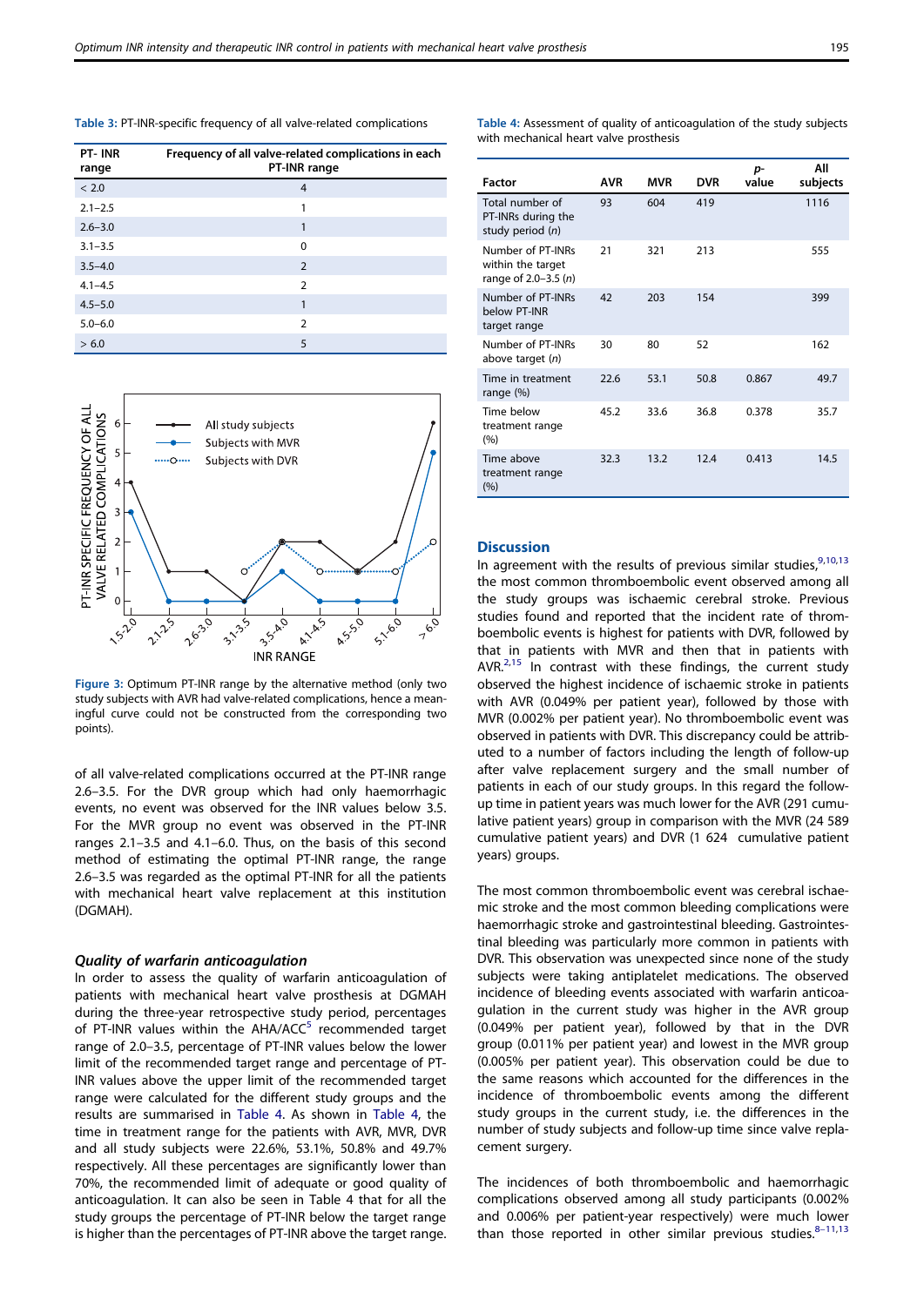**Table 3:** PT-INR-specific frequency of all valve-related complications

| PT- INR range | Frequency of all valve-related complications in each PT-INR range |
|---|---|
| < 2.0 | 4 |
| 2.1–2.5 | 1 |
| 2.6–3.0 | 1 |
| 3.1–3.5 | 0 |
| 3.5–4.0 | 2 |
| 4.1–4.5 | 2 |
| 4.5–5.0 | 1 |
| 5.0–6.0 | 2 |
| > 6.0 | 5 |

**Figure 3:** Optimum PT-INR range by the alternative method (only two study subjects with AVR had valve-related complications, hence a meaningful curve could not be constructed from the corresponding two points).

of all valve-related complications occurred at the PT-INR range 2.6–3.5. For the DVR group which had only haemorrhagic events, no event was observed for the INR values below 3.5. For the MVR group no event was observed in the PT-INR ranges 2.1–3.5 and 4.1–6.0. Thus, on the basis of this second method of estimating the optimal PT-INR range, the range 2.6–3.5 was regarded as the optimal PT-INR for all the patients with mechanical heart valve replacement at this institution (DGMAH).

### *Quality of warfarin anticoagulation*

In order to assess the quality of warfarin anticoagulation of patients with mechanical heart valve prosthesis at DGMAH during the three-year retrospective study period, percentages of PT-INR values within the AHA/ACC[5] recommended target range of 2.0–3.5, percentage of PT-INR values below the lower limit of the recommended target range and percentage of PT-INR values above the upper limit of the recommended target range were calculated for the different study groups and the results are summarised in Table 4. As shown in Table 4, the time in treatment range for the patients with AVR, MVR, DVR and all study subjects were 22.6%, 53.1%, 50.8% and 49.7% respectively. All these percentages are significantly lower than 70%, the recommended limit of adequate or good quality of anticoagulation. It can also be seen in Table 4 that for all the study groups the percentage of PT-INR below the target range is higher than the percentages of PT-INR above the target range.

**Table 4:** Assessment of quality of anticoagulation of the study subjects with mechanical heart valve prosthesis

| Factor | AVR | MVR | DVR | *p*-value | All subjects |
|---|---|---|---|---|---|
| Total number of PT-INRs during the study period (*n*) | 93 | 604 | 419 | | 1116 |
| Number of PT-INRs within the target range of 2.0–3.5 (*n*) | 21 | 321 | 213 | | 555 |
| Number of PT-INRs below PT-INR target range | 42 | 203 | 154 | | 399 |
| Number of PT-INRs above target (*n*) | 30 | 80 | 52 | | 162 |
| Time in treatment range (%) | 22.6 | 53.1 | 50.8 | 0.867 | 49.7 |
| Time below treatment range (%) | 45.2 | 33.6 | 36.8 | 0.378 | 35.7 |
| Time above treatment range (%) | 32.3 | 13.2 | 12.4 | 0.413 | 14.5 |

## Discussion

In agreement with the results of previous similar studies,[9,10,13] the most common thromboembolic event observed among all the study groups was ischaemic cerebral stroke. Previous studies found and reported that the incident rate of thromboembolic events is highest for patients with DVR, followed by that in patients with MVR and then that in patients with AVR.[2,15] In contrast with these findings, the current study observed the highest incidence of ischaemic stroke in patients with AVR (0.049% per patient year), followed by those with MVR (0.002% per patient year). No thromboembolic event was observed in patients with DVR. This discrepancy could be attributed to a number of factors including the length of follow-up after valve replacement surgery and the small number of patients in each of our study groups. In this regard the follow-up time in patient years was much lower for the AVR (291 cumulative patient years) group in comparison with the MVR (24 589 cumulative patient years) and DVR (1 624 cumulative patient years) groups.

The most common thromboembolic event was cerebral ischaemic stroke and the most common bleeding complications were haemorrhagic stroke and gastrointestinal bleeding. Gastrointestinal bleeding was particularly more common in patients with DVR. This observation was unexpected since none of the study subjects were taking antiplatelet medications. The observed incidence of bleeding events associated with warfarin anticoagulation in the current study was higher in the AVR group (0.049% per patient year), followed by that in the DVR group (0.011% per patient year) and lowest in the MVR group (0.005% per patient year). This observation could be due to the same reasons which accounted for the differences in the incidence of thromboembolic events among the different study groups in the current study, i.e. the differences in the number of study subjects and follow-up time since valve replacement surgery.

The incidences of both thromboembolic and haemorrhagic complications observed among all study participants (0.002% and 0.006% per patient-year respectively) were much lower than those reported in other similar previous studies.[8–11,13]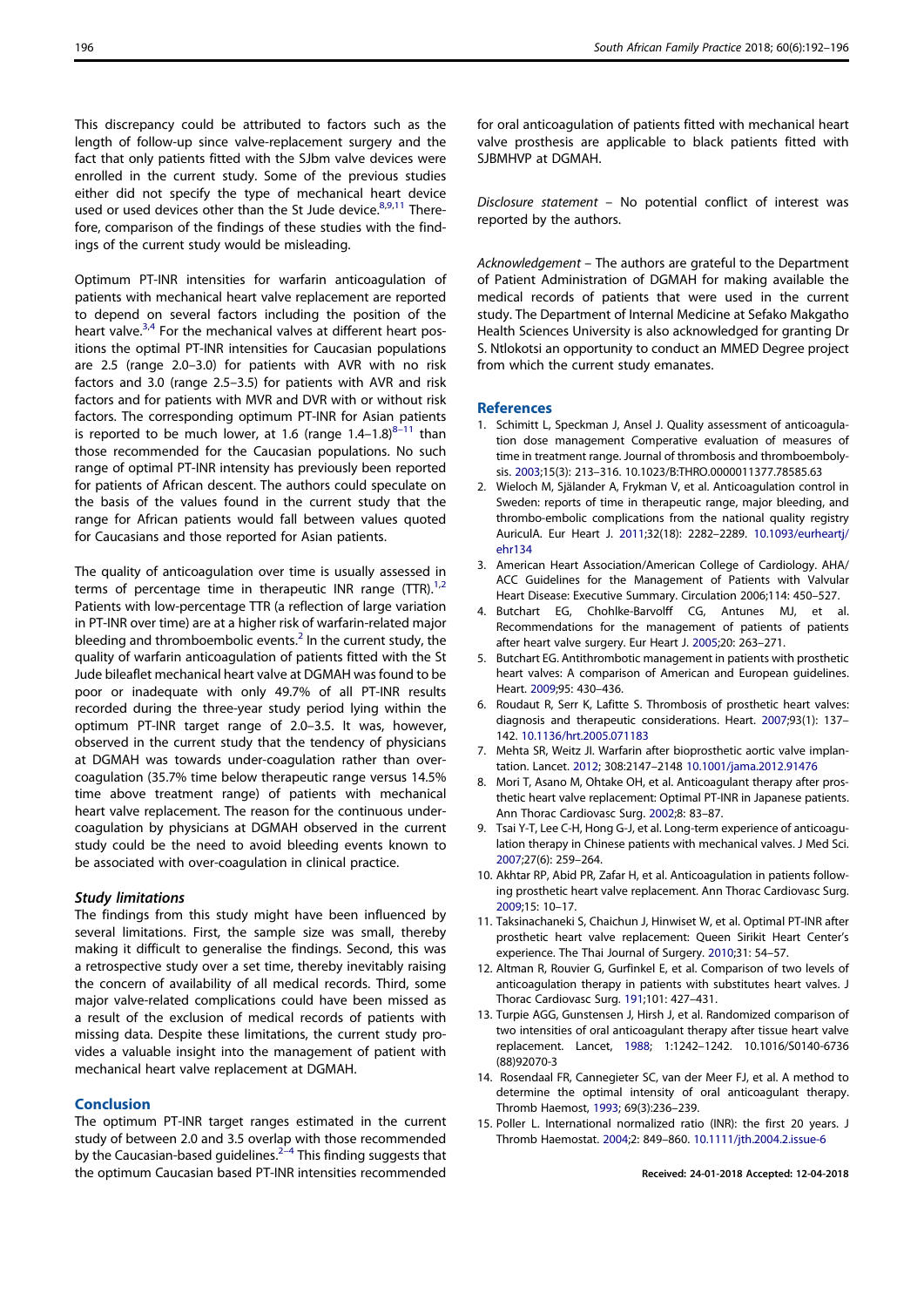This discrepancy could be attributed to factors such as the length of follow-up since valve-replacement surgery and the fact that only patients fitted with the SJbm valve devices were enrolled in the current study. Some of the previous studies either did not specify the type of mechanical heart device used or used devices other than the St Jude device.[8,9,11] Therefore, comparison of the findings of these studies with the findings of the current study would be misleading.

Optimum PT-INR intensities for warfarin anticoagulation of patients with mechanical heart valve replacement are reported to depend on several factors including the position of the heart valve.[3,4] For the mechanical valves at different heart positions the optimal PT-INR intensities for Caucasian populations are 2.5 (range 2.0–3.0) for patients with AVR with no risk factors and 3.0 (range 2.5–3.5) for patients with AVR and risk factors and for patients with MVR and DVR with or without risk factors. The corresponding optimum PT-INR for Asian patients is reported to be much lower, at 1.6 (range 1.4–1.8)[8–11] than those recommended for the Caucasian populations. No such range of optimal PT-INR intensity has previously been reported for patients of African descent. The authors could speculate on the basis of the values found in the current study that the range for African patients would fall between values quoted for Caucasians and those reported for Asian patients.

The quality of anticoagulation over time is usually assessed in terms of percentage time in therapeutic INR range (TTR).[1,2] Patients with low-percentage TTR (a reflection of large variation in PT-INR over time) are at a higher risk of warfarin-related major bleeding and thromboembolic events.[2] In the current study, the quality of warfarin anticoagulation of patients fitted with the St Jude bileaflet mechanical heart valve at DGMAH was found to be poor or inadequate with only 49.7% of all PT-INR results recorded during the three-year study period lying within the optimum PT-INR target range of 2.0–3.5. It was, however, observed in the current study that the tendency of physicians at DGMAH was towards under-coagulation rather than over-coagulation (35.7% time below therapeutic range versus 14.5% time above treatment range) of patients with mechanical heart valve replacement. The reason for the continuous under-coagulation by physicians at DGMAH observed in the current study could be the need to avoid bleeding events known to be associated with over-coagulation in clinical practice.

### *Study limitations*

The findings from this study might have been influenced by several limitations. First, the sample size was small, thereby making it difficult to generalise the findings. Second, this was a retrospective study over a set time, thereby inevitably raising the concern of availability of all medical records. Third, some major valve-related complications could have been missed as a result of the exclusion of medical records of patients with missing data. Despite these limitations, the current study provides a valuable insight into the management of patient with mechanical heart valve replacement at DGMAH.

## Conclusion

The optimum PT-INR target ranges estimated in the current study of between 2.0 and 3.5 overlap with those recommended by the Caucasian-based guidelines.[2–4] This finding suggests that the optimum Caucasian based PT-INR intensities recommended for oral anticoagulation of patients fitted with mechanical heart valve prosthesis are applicable to black patients fitted with SJBMHVP at DGMAH.

*Disclosure statement* – No potential conflict of interest was reported by the authors.

*Acknowledgement* – The authors are grateful to the Department of Patient Administration of DGMAH for making available the medical records of patients that were used in the current study. The Department of Internal Medicine at Sefako Makgatho Health Sciences University is also acknowledged for granting Dr S. Ntlokotsi an opportunity to conduct an MMED Degree project from which the current study emanates.

## References

1. Schimitt L, Speckman J, Ansel J. Quality assessment of anticoagulation dose management Comperative evaluation of measures of time in treatment range. Journal of thrombosis and thromboembolysis. 2003;15(3): 213–316. 10.1023/B:THRO.0000011377.78585.63
2. Wieloch M, Själander A, Frykman V, et al. Anticoagulation control in Sweden: reports of time in therapeutic range, major bleeding, and thrombo-embolic complications from the national quality registry AuriculA. Eur Heart J. 2011;32(18): 2282–2289. 10.1093/eurheartj/ehr134
3. American Heart Association/American College of Cardiology. AHA/ ACC Guidelines for the Management of Patients with Valvular Heart Disease: Executive Summary. Circulation 2006;114: 450–527.
4. Butchart EG, Chohlke-Barvolff CG, Antunes MJ, et al. Recommendations for the management of patients of patients after heart valve surgery. Eur Heart J. 2005;20: 263–271.
5. Butchart EG. Antithrombotic management in patients with prosthetic heart valves: A comparison of American and European guidelines. Heart. 2009;95: 430–436.
6. Roudaut R, Serr K, Lafitte S. Thrombosis of prosthetic heart valves: diagnosis and therapeutic considerations. Heart. 2007;93(1): 137–142. 10.1136/hrt.2005.071183
7. Mehta SR, Weitz JI. Warfarin after bioprosthetic aortic valve implantation. Lancet. 2012; 308:2147–2148 10.1001/jama.2012.91476
8. Mori T, Asano M, Ohtake OH, et al. Anticoagulant therapy after prosthetic heart valve replacement: Optimal PT-INR in Japanese patients. Ann Thorac Cardiovasc Surg. 2002;8: 83–87.
9. Tsai Y-T, Lee C-H, Hong G-J, et al. Long-term experience of anticoagulation therapy in Chinese patients with mechanical valves. J Med Sci. 2007;27(6): 259–264.
10. Akhtar RP, Abid PR, Zafar H, et al. Anticoagulation in patients following prosthetic heart valve replacement. Ann Thorac Cardiovasc Surg. 2009;15: 10–17.
11. Taksinachaneki S, Chaichun J, Hinwiset W, et al. Optimal PT-INR after prosthetic heart valve replacement: Queen Sirikit Heart Center's experience. The Thai Journal of Surgery. 2010;31: 54–57.
12. Altman R, Rouvier G, Gurfinkel E, et al. Comparison of two levels of anticoagulation therapy in patients with substitutes heart valves. J Thorac Cardiovasc Surg. 191;101: 427–431.
13. Turpie AGG, Gunstensen J, Hirsh J, et al. Randomized comparison of two intensities of oral anticoagulant therapy after tissue heart valve replacement. Lancet, 1988; 1:1242–1242. 10.1016/S0140-6736(88)92070-3
14. Rosendaal FR, Cannegieter SC, van der Meer FJ, et al. A method to determine the optimal intensity of oral anticoagulant therapy. Thromb Haemost, 1993; 69(3):236–239.
15. Poller L. International normalized ratio (INR): the first 20 years. J Thromb Haemostat. 2004;2: 849–860. 10.1111/jth.2004.2.issue-6

Received: 24-01-2018 Accepted: 12-04-2018